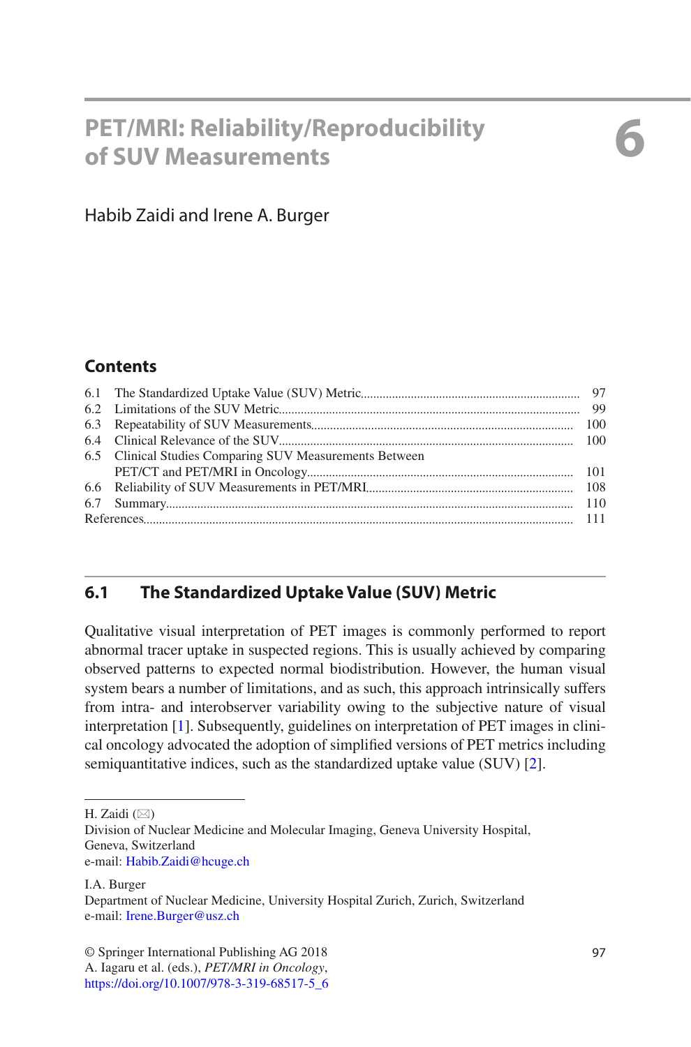# 6 PET/MRI: Reliability/Reproducibility of SUV Measurements

Habib Zaidi and Irene A. Burger

## Contents

| | | |
|---|---|---|
| 6.1 | The Standardized Uptake Value (SUV) Metric | 97 |
| 6.2 | Limitations of the SUV Metric | 99 |
| 6.3 | Repeatability of SUV Measurements | 100 |
| 6.4 | Clinical Relevance of the SUV | 100 |
| 6.5 | Clinical Studies Comparing SUV Measurements Between PET/CT and PET/MRI in Oncology | 101 |
| 6.6 | Reliability of SUV Measurements in PET/MRI | 108 |
| 6.7 | Summary | 110 |
| References | | 111 |

## 6.1 The Standardized Uptake Value (SUV) Metric

Qualitative visual interpretation of PET images is commonly performed to report abnormal tracer uptake in suspected regions. This is usually achieved by comparing observed patterns to expected normal biodistribution. However, the human visual system bears a number of limitations, and as such, this approach intrinsically suffers from intra- and interobserver variability owing to the subjective nature of visual interpretation [1]. Subsequently, guidelines on interpretation of PET images in clinical oncology advocated the adoption of simplified versions of PET metrics including semiquantitative indices, such as the standardized uptake value (SUV) [2].

---

H. Zaidi (✉)
Division of Nuclear Medicine and Molecular Imaging, Geneva University Hospital, Geneva, Switzerland
e-mail: Habib.Zaidi@hcuge.ch

I.A. Burger
Department of Nuclear Medicine, University Hospital Zurich, Zurich, Switzerland
e-mail: Irene.Burger@usz.ch

© Springer International Publishing AG 2018
A. Iagaru et al. (eds.), *PET/MRI in Oncology*,
https://doi.org/10.1007/978-3-319-68517-5_6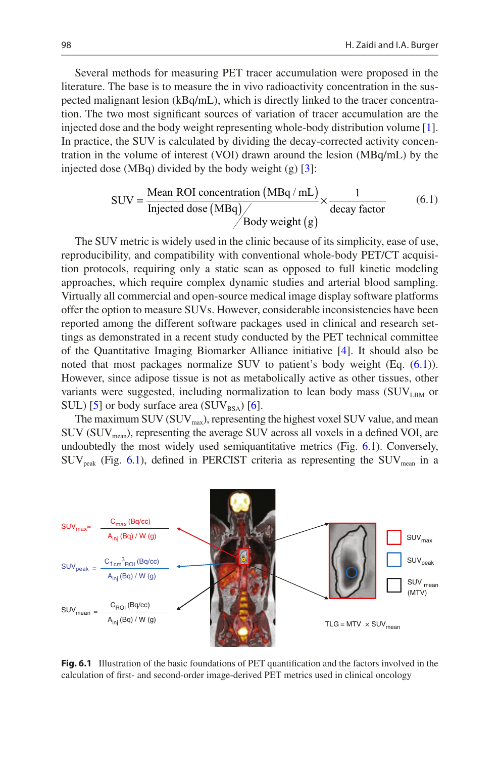Several methods for measuring PET tracer accumulation were proposed in the literature. The base is to measure the in vivo radioactivity concentration in the suspected malignant lesion (kBq/mL), which is directly linked to the tracer concentration. The two most significant sources of variation of tracer accumulation are the injected dose and the body weight representing whole-body distribution volume [1]. In practice, the SUV is calculated by dividing the decay-corrected activity concentration in the volume of interest (VOI) drawn around the lesion (MBq/mL) by the injected dose (MBq) divided by the body weight (g) [3]:

$$\text{SUV} = \frac{\text{Mean ROI concentration}\left(\text{MBq}/\text{mL}\right)}{\text{Injected dose}\left(\text{MBq}\right) \big/ \text{Body weight}\left(\text{g}\right)} \times \frac{1}{\text{decay factor}} \qquad (6.1)$$

The SUV metric is widely used in the clinic because of its simplicity, ease of use, reproducibility, and compatibility with conventional whole-body PET/CT acquisition protocols, requiring only a static scan as opposed to full kinetic modeling approaches, which require complex dynamic studies and arterial blood sampling. Virtually all commercial and open-source medical image display software platforms offer the option to measure SUVs. However, considerable inconsistencies have been reported among the different software packages used in clinical and research settings as demonstrated in a recent study conducted by the PET technical committee of the Quantitative Imaging Biomarker Alliance initiative [4]. It should also be noted that most packages normalize SUV to patient's body weight (Eq. (6.1)). However, since adipose tissue is not as metabolically active as other tissues, other variants were suggested, including normalization to lean body mass ($\text{SUV}_{\text{LBM}}$ or SUL) [5] or body surface area ($\text{SUV}_{\text{BSA}}$) [6].

The maximum SUV ($\text{SUV}_{\text{max}}$), representing the highest voxel SUV value, and mean SUV ($\text{SUV}_{\text{mean}}$), representing the average SUV across all voxels in a defined VOI, are undoubtedly the most widely used semiquantitative metrics (Fig. 6.1). Conversely, $\text{SUV}_{\text{peak}}$ (Fig. 6.1), defined in PERCIST criteria as representing the $\text{SUV}_{\text{mean}}$ in a

**Fig. 6.1** Illustration of the basic foundations of PET quantification and the factors involved in the calculation of first- and second-order image-derived PET metrics used in clinical oncology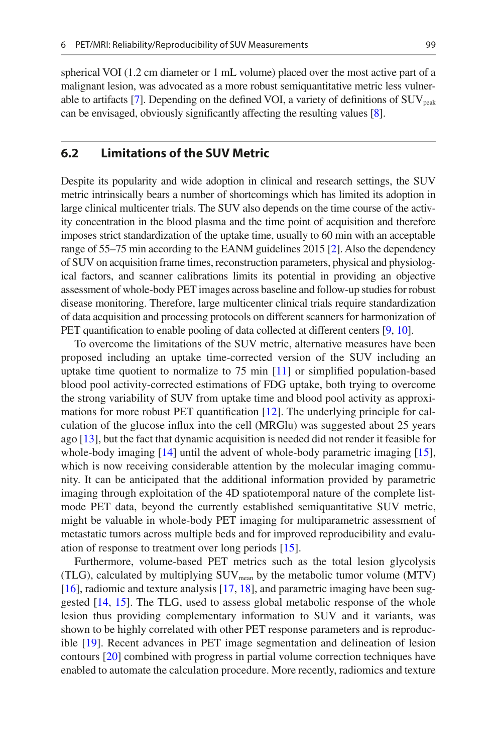spherical VOI (1.2 cm diameter or 1 mL volume) placed over the most active part of a malignant lesion, was advocated as a more robust semiquantitative metric less vulnerable to artifacts [7]. Depending on the defined VOI, a variety of definitions of $SUV_{peak}$ can be envisaged, obviously significantly affecting the resulting values [8].

## 6.2 Limitations of the SUV Metric

Despite its popularity and wide adoption in clinical and research settings, the SUV metric intrinsically bears a number of shortcomings which has limited its adoption in large clinical multicenter trials. The SUV also depends on the time course of the activity concentration in the blood plasma and the time point of acquisition and therefore imposes strict standardization of the uptake time, usually to 60 min with an acceptable range of 55–75 min according to the EANM guidelines 2015 [2]. Also the dependency of SUV on acquisition frame times, reconstruction parameters, physical and physiological factors, and scanner calibrations limits its potential in providing an objective assessment of whole-body PET images across baseline and follow-up studies for robust disease monitoring. Therefore, large multicenter clinical trials require standardization of data acquisition and processing protocols on different scanners for harmonization of PET quantification to enable pooling of data collected at different centers [9, 10].

To overcome the limitations of the SUV metric, alternative measures have been proposed including an uptake time-corrected version of the SUV including an uptake time quotient to normalize to 75 min [11] or simplified population-based blood pool activity-corrected estimations of FDG uptake, both trying to overcome the strong variability of SUV from uptake time and blood pool activity as approximations for more robust PET quantification [12]. The underlying principle for calculation of the glucose influx into the cell (MRGlu) was suggested about 25 years ago [13], but the fact that dynamic acquisition is needed did not render it feasible for whole-body imaging [14] until the advent of whole-body parametric imaging [15], which is now receiving considerable attention by the molecular imaging community. It can be anticipated that the additional information provided by parametric imaging through exploitation of the 4D spatiotemporal nature of the complete list-mode PET data, beyond the currently established semiquantitative SUV metric, might be valuable in whole-body PET imaging for multiparametric assessment of metastatic tumors across multiple beds and for improved reproducibility and evaluation of response to treatment over long periods [15].

Furthermore, volume-based PET metrics such as the total lesion glycolysis (TLG), calculated by multiplying $SUV_{mean}$ by the metabolic tumor volume (MTV) [16], radiomic and texture analysis [17, 18], and parametric imaging have been suggested [14, 15]. The TLG, used to assess global metabolic response of the whole lesion thus providing complementary information to SUV and it variants, was shown to be highly correlated with other PET response parameters and is reproducible [19]. Recent advances in PET image segmentation and delineation of lesion contours [20] combined with progress in partial volume correction techniques have enabled to automate the calculation procedure. More recently, radiomics and texture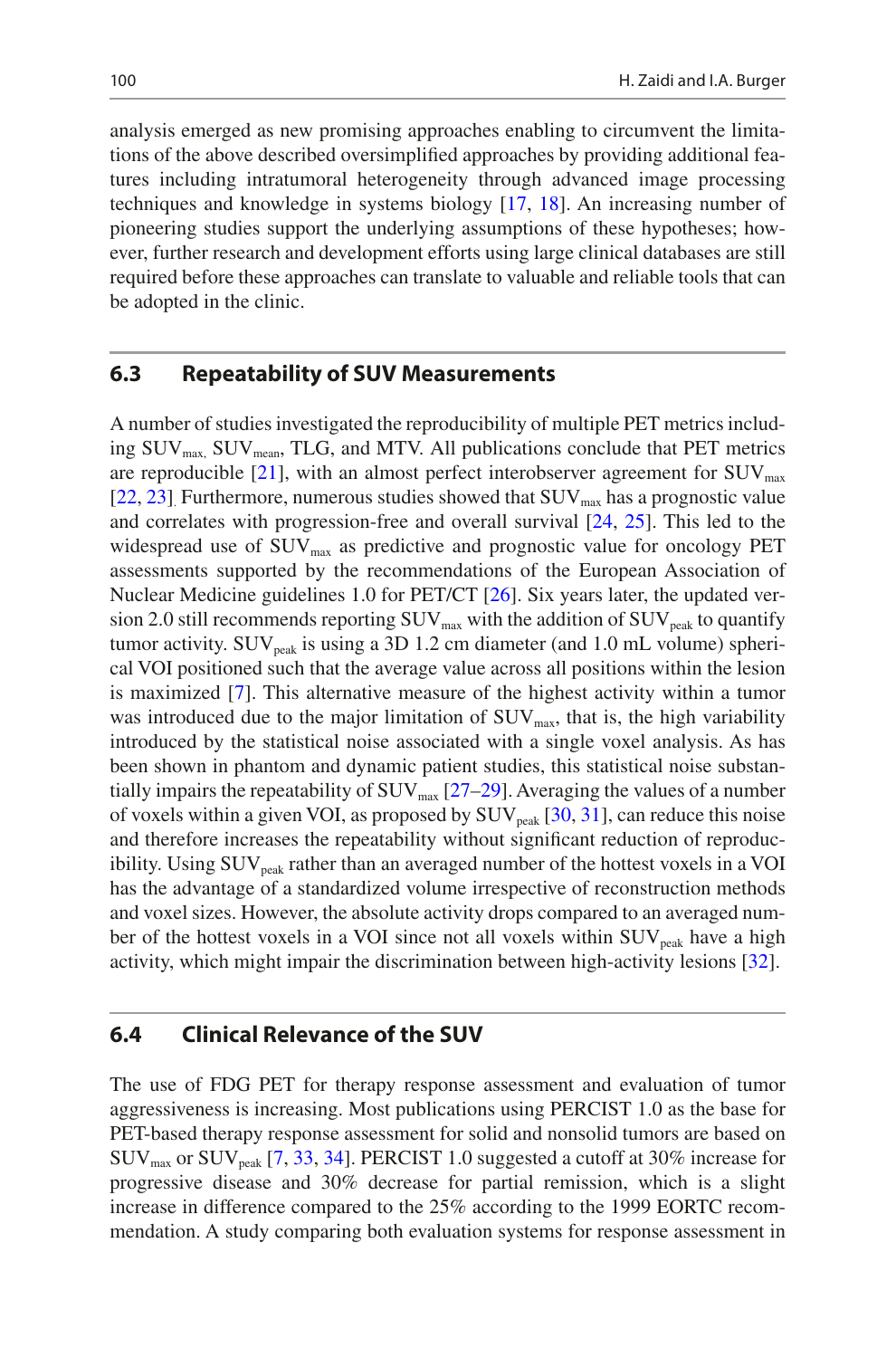analysis emerged as new promising approaches enabling to circumvent the limitations of the above described oversimplified approaches by providing additional features including intratumoral heterogeneity through advanced image processing techniques and knowledge in systems biology [17, 18]. An increasing number of pioneering studies support the underlying assumptions of these hypotheses; however, further research and development efforts using large clinical databases are still required before these approaches can translate to valuable and reliable tools that can be adopted in the clinic.

## 6.3 Repeatability of SUV Measurements

A number of studies investigated the reproducibility of multiple PET metrics including $SUV_{max}$, $SUV_{mean}$, TLG, and MTV. All publications conclude that PET metrics are reproducible [21], with an almost perfect interobserver agreement for $SUV_{max}$ [22, 23]. Furthermore, numerous studies showed that $SUV_{max}$ has a prognostic value and correlates with progression-free and overall survival [24, 25]. This led to the widespread use of $SUV_{max}$ as predictive and prognostic value for oncology PET assessments supported by the recommendations of the European Association of Nuclear Medicine guidelines 1.0 for PET/CT [26]. Six years later, the updated version 2.0 still recommends reporting $SUV_{max}$ with the addition of $SUV_{peak}$ to quantify tumor activity. $SUV_{peak}$ is using a 3D 1.2 cm diameter (and 1.0 mL volume) spherical VOI positioned such that the average value across all positions within the lesion is maximized [7]. This alternative measure of the highest activity within a tumor was introduced due to the major limitation of $SUV_{max}$, that is, the high variability introduced by the statistical noise associated with a single voxel analysis. As has been shown in phantom and dynamic patient studies, this statistical noise substantially impairs the repeatability of $SUV_{max}$ [27–29]. Averaging the values of a number of voxels within a given VOI, as proposed by $SUV_{peak}$ [30, 31], can reduce this noise and therefore increases the repeatability without significant reduction of reproducibility. Using $SUV_{peak}$ rather than an averaged number of the hottest voxels in a VOI has the advantage of a standardized volume irrespective of reconstruction methods and voxel sizes. However, the absolute activity drops compared to an averaged number of the hottest voxels in a VOI since not all voxels within $SUV_{peak}$ have a high activity, which might impair the discrimination between high-activity lesions [32].

## 6.4 Clinical Relevance of the SUV

The use of FDG PET for therapy response assessment and evaluation of tumor aggressiveness is increasing. Most publications using PERCIST 1.0 as the base for PET-based therapy response assessment for solid and nonsolid tumors are based on $SUV_{max}$ or $SUV_{peak}$ [7, 33, 34]. PERCIST 1.0 suggested a cutoff at 30% increase for progressive disease and 30% decrease for partial remission, which is a slight increase in difference compared to the 25% according to the 1999 EORTC recommendation. A study comparing both evaluation systems for response assessment in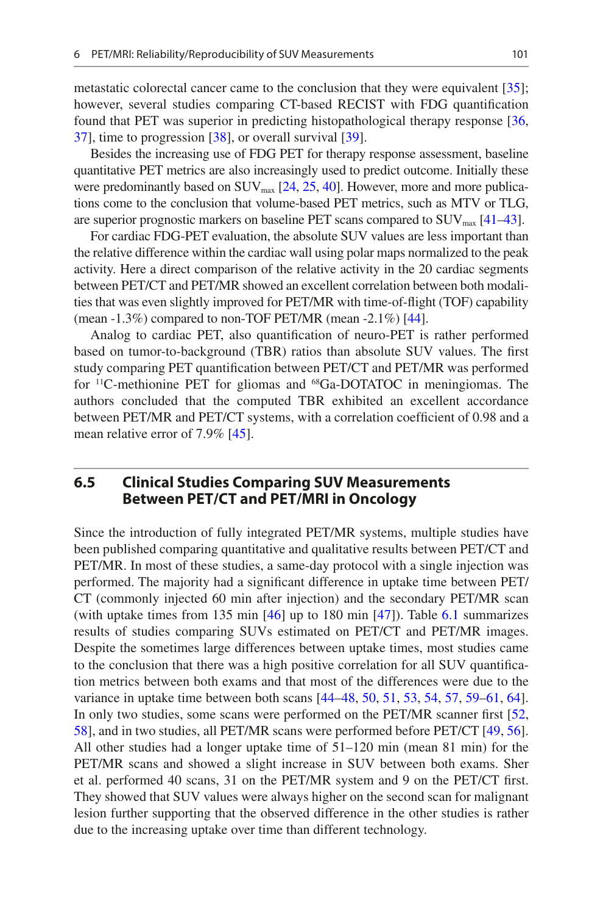metastatic colorectal cancer came to the conclusion that they were equivalent [35]; however, several studies comparing CT-based RECIST with FDG quantification found that PET was superior in predicting histopathological therapy response [36, 37], time to progression [38], or overall survival [39].

Besides the increasing use of FDG PET for therapy response assessment, baseline quantitative PET metrics are also increasingly used to predict outcome. Initially these were predominantly based on $SUV_{max}$ [24, 25, 40]. However, more and more publications come to the conclusion that volume-based PET metrics, such as MTV or TLG, are superior prognostic markers on baseline PET scans compared to $SUV_{max}$ [41–43].

For cardiac FDG-PET evaluation, the absolute SUV values are less important than the relative difference within the cardiac wall using polar maps normalized to the peak activity. Here a direct comparison of the relative activity in the 20 cardiac segments between PET/CT and PET/MR showed an excellent correlation between both modalities that was even slightly improved for PET/MR with time-of-flight (TOF) capability (mean -1.3%) compared to non-TOF PET/MR (mean -2.1%) [44].

Analog to cardiac PET, also quantification of neuro-PET is rather performed based on tumor-to-background (TBR) ratios than absolute SUV values. The first study comparing PET quantification between PET/CT and PET/MR was performed for $^{11}$C-methionine PET for gliomas and $^{68}$Ga-DOTATOC in meningiomas. The authors concluded that the computed TBR exhibited an excellent accordance between PET/MR and PET/CT systems, with a correlation coefficient of 0.98 and a mean relative error of 7.9% [45].

## 6.5 Clinical Studies Comparing SUV Measurements Between PET/CT and PET/MRI in Oncology

Since the introduction of fully integrated PET/MR systems, multiple studies have been published comparing quantitative and qualitative results between PET/CT and PET/MR. In most of these studies, a same-day protocol with a single injection was performed. The majority had a significant difference in uptake time between PET/CT (commonly injected 60 min after injection) and the secondary PET/MR scan (with uptake times from 135 min [46] up to 180 min [47]). Table 6.1 summarizes results of studies comparing SUVs estimated on PET/CT and PET/MR images. Despite the sometimes large differences between uptake times, most studies came to the conclusion that there was a high positive correlation for all SUV quantification metrics between both exams and that most of the differences were due to the variance in uptake time between both scans [44–48, 50, 51, 53, 54, 57, 59–61, 64]. In only two studies, some scans were performed on the PET/MR scanner first [52, 58], and in two studies, all PET/MR scans were performed before PET/CT [49, 56]. All other studies had a longer uptake time of 51–120 min (mean 81 min) for the PET/MR scans and showed a slight increase in SUV between both exams. Sher et al. performed 40 scans, 31 on the PET/MR system and 9 on the PET/CT first. They showed that SUV values were always higher on the second scan for malignant lesion further supporting that the observed difference in the other studies is rather due to the increasing uptake over time than different technology.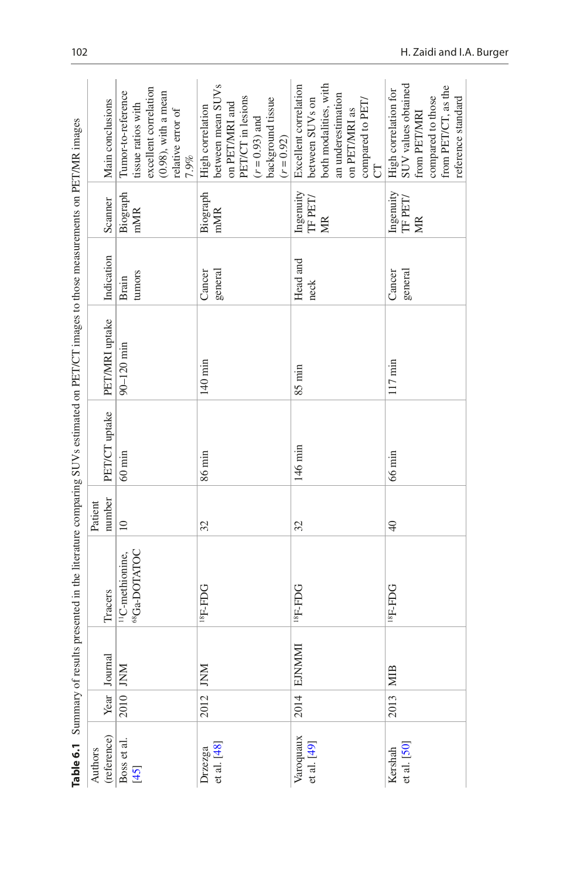**Table 6.1** Summary of results presented in the literature comparing SUVs estimated on PET/CT images to those measurements on PET/MR images

| Authors (reference) | Year | Journal | Tracers | Patient number | PET/CT uptake | PET/MRI uptake | Indication | Scanner | Main conclusions |
|---|---|---|---|---|---|---|---|---|---|
| Boss et al. [45] | 2010 | JNM | $^{11}$C-methionine, $^{68}$Ga-DOTATOC | 10 | 60 min | 90–120 min | Brain tumors | Biograph mMR | Tumor-to-reference tissue ratios with excellent correlation (0.98), with a mean relative error of 7.9% |
| Drzezga et al. [48] | 2012 | JNM | $^{18}$F-FDG | 32 | 86 min | 140 min | Cancer general | Biograph mMR | High correlation between mean SUVs on PET/MRI and PET/CT in lesions ($r = 0.93$) and background tissue ($r = 0.92$) |
| Varoquaux et al. [49] | 2014 | EJNMMI | $^{18}$F-FDG | 32 | 146 min | 85 min | Head and neck | Ingenuity TF PET/MR | Excellent correlation between SUVs on both modalities, with an underestimation on PET/MRI as compared to PET/CT |
| Kershah et al. [50] | 2013 | MIB | $^{18}$F-FDG | 40 | 66 min | 117 min | Cancer general | Ingenuity TF PET/MR | High correlation for SUV values obtained from PET/MRI compared to those from PET/CT, as the reference standard |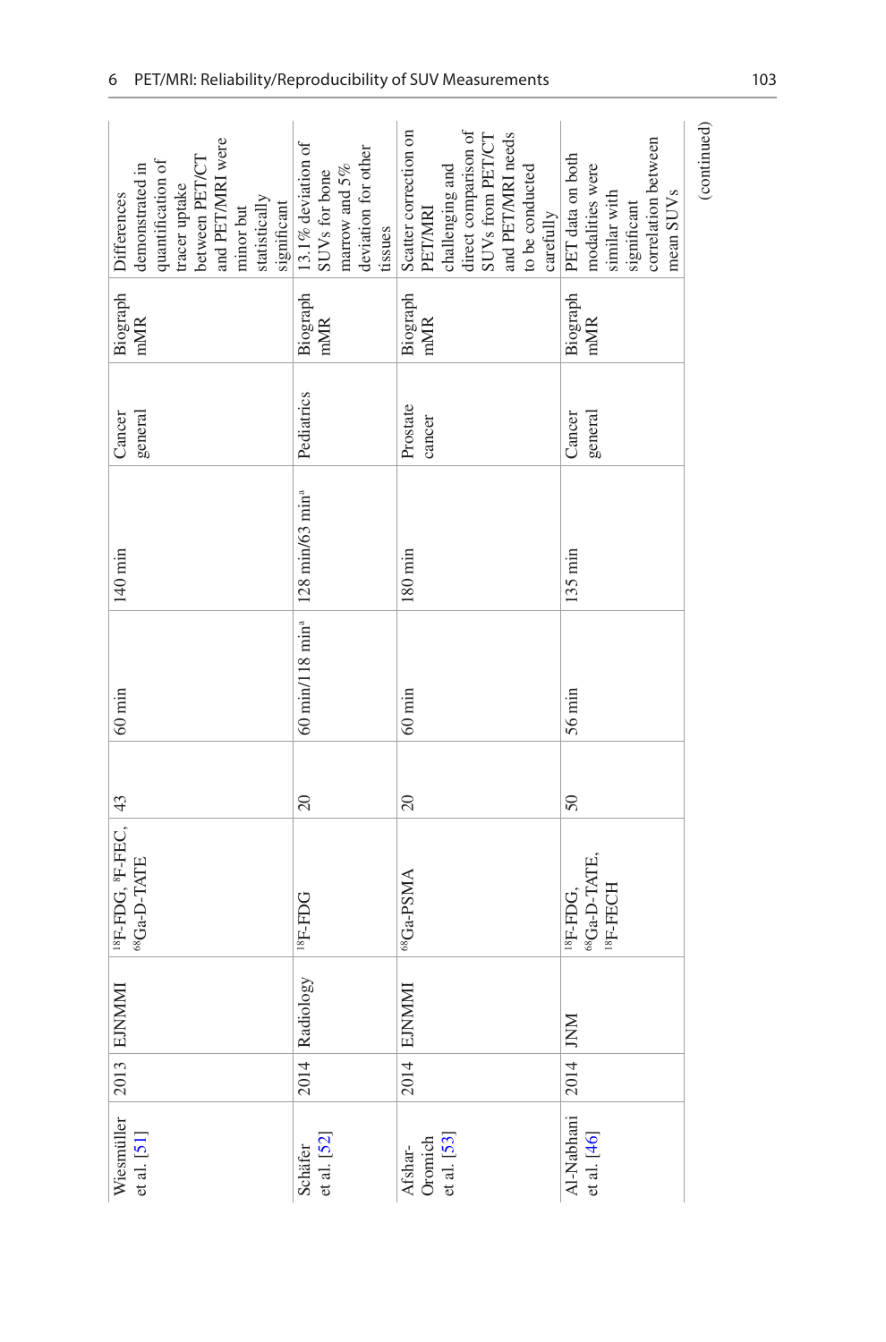| | | | | | | | | | |
|---|---|---|---|---|---|---|---|---|---|
| Wiesmüller et al. [51] | 2013 | EJNMMI | $^{18}$F-FDG, $^{8}$F-FEC, $^{68}$Ga-D-TATE | 43 | 60 min | 140 min | Cancer general | Biograph mMR | Differences demonstrated in quantification of tracer uptake between PET/CT and PET/MRI were minor but statistically significant |
| Schäfer et al. [52] | 2014 | Radiology | $^{18}$F-FDG | 20 | 60 min/118 min[a] | 128 min/63 min[a] | Pediatrics | Biograph mMR | 13.1% deviation of SUVs for bone marrow and 5% deviation for other tissues |
| Afshar-Oromieh et al. [53] | 2014 | EJNMMI | $^{68}$Ga-PSMA | 20 | 60 min | 180 min | Prostate cancer | Biograph mMR | Scatter correction on PET/MRI challenging and direct comparison of SUVs from PET/CT and PET/MRI needs to be conducted carefully |
| Al-Nabhani et al. [46] | 2014 | JNM | $^{18}$F-FDG, $^{68}$Ga-D-TATE, $^{18}$F-FECH | 50 | 56 min | 135 min | Cancer general | Biograph mMR | PET data on both modalities were similar with significant correlation between mean SUVs |

(continued)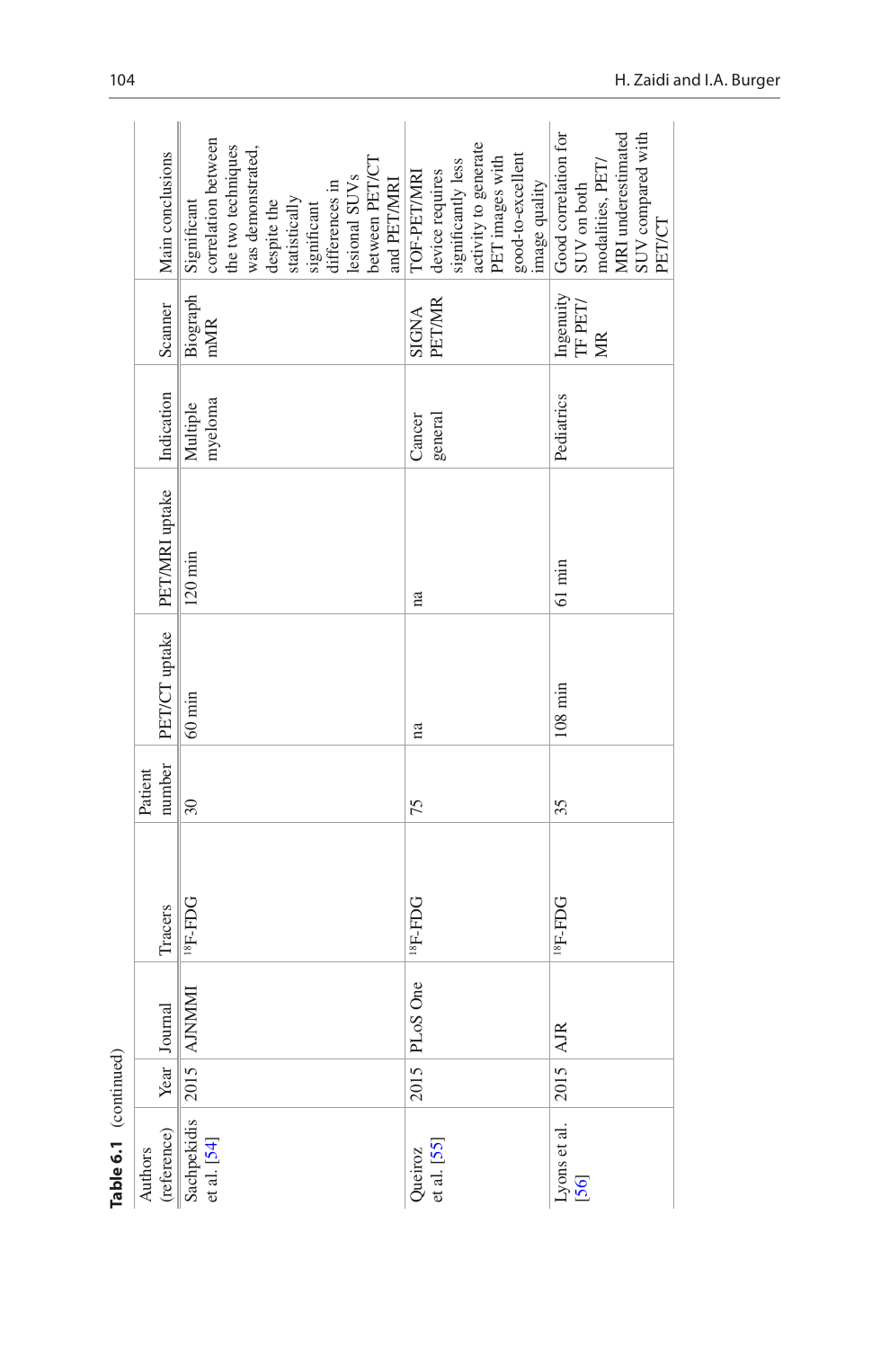**Table 6.1** (continued)

| Authors (reference) | Year | Journal | Tracers | Patient number | PET/CT uptake | PET/MRI uptake | Indication | Scanner | Main conclusions |
|---|---|---|---|---|---|---|---|---|---|
| Sachpekidis et al. [54] | 2015 | AJNMMI | $^{18}$F-FDG | 30 | 60 min | 120 min | Multiple myeloma | Biograph mMR | Significant correlation between the two techniques was demonstrated, despite the statistically significant differences in lesional SUVs between PET/CT and PET/MRI |
| Queiroz et al. [55] | 2015 | PLoS One | $^{18}$F-FDG | 75 | na | na | Cancer general | SIGNA PET/MR | TOF-PET/MRI device requires significantly less activity to generate PET images with good-to-excellent image quality |
| Lyons et al. [56] | 2015 | AJR | $^{18}$F-FDG | 35 | 108 min | 61 min | Pediatrics | Ingenuity TF PET/MR | Good correlation for SUV on both modalities, PET/MRI underestimated SUV compared with PET/CT |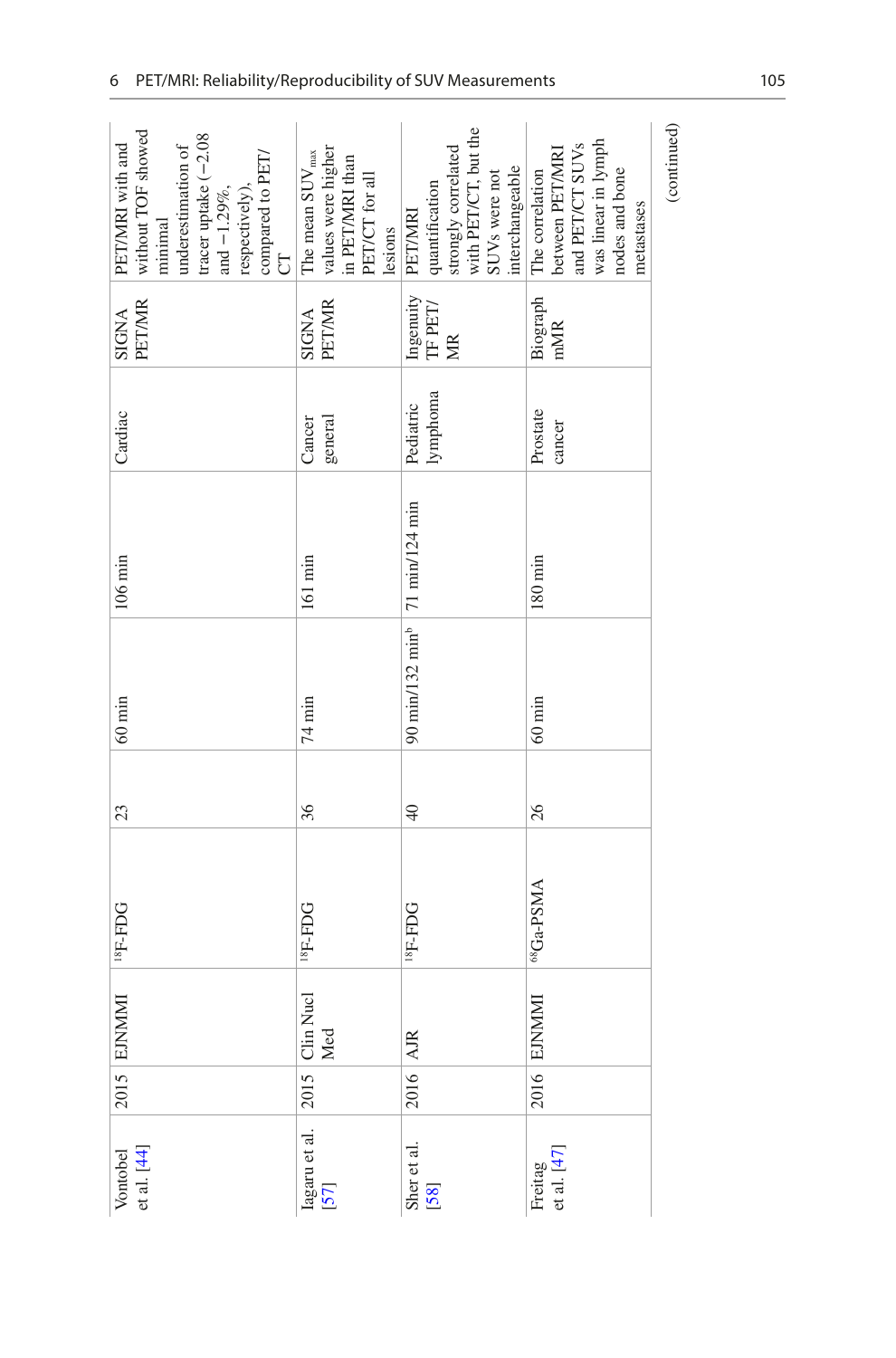| Vontobel et al. [44] | 2015 | EJNMMI | $^{18}$F-FDG | 23 | 60 min | 106 min | Cardiac | SIGNA PET/MR | PET/MRI with and without TOF showed minimal underestimation of tracer uptake (−2.08 and −1.29%, respectively), compared to PET/CT |
|---|---|---|---|---|---|---|---|---|---|
| Iagaru et al. [57] | 2015 | Clin Nucl Med | $^{18}$F-FDG | 36 | 74 min | 161 min | Cancer general | SIGNA PET/MR | The mean $SUV_{max}$ values were higher in PET/MRI than PET/CT for all lesions |
| Sher et al. [58] | 2016 | AJR | $^{18}$F-FDG | 40 | 90 min/132 min[b] | 71 min/124 min | Pediatric lymphoma | Ingenuity TF PET/MR | PET/MRI quantification strongly correlated with PET/CT, but the SUVs were not interchangeable |
| Freitag et al. [47] | 2016 | EJNMMI | $^{68}$Ga-PSMA | 26 | 60 min | 180 min | Prostate cancer | Biograph mMR | The correlation between PET/MRI and PET/CT SUVs was linear in lymph nodes and bone metastases |

(continued)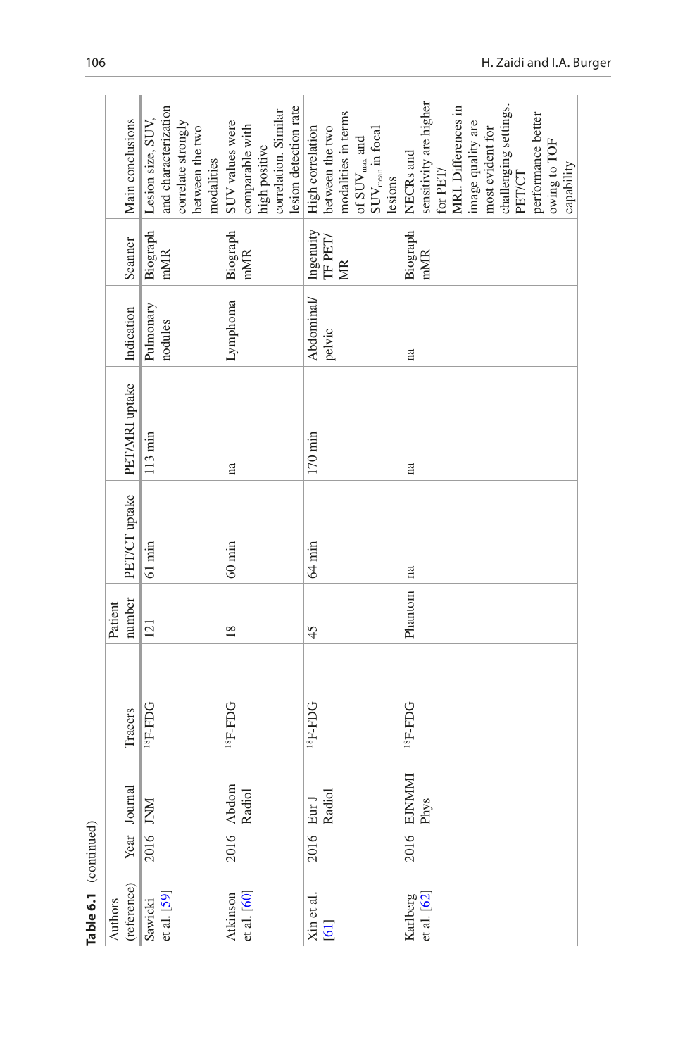**Table 6.1** (continued)

| Authors (reference) | Year | Journal | Tracers | Patient number | PET/CT uptake | PET/MRI uptake | Indication | Scanner | Main conclusions |
|---|---|---|---|---|---|---|---|---|---|
| Sawicki et al. [59] | 2016 | JNM | $^{18}$F-FDG | 121 | 61 min | 113 min | Pulmonary nodules | Biograph mMR | Lesion size, SUV, and characterization correlate strongly between the two modalities |
| Atkinson et al. [60] | 2016 | Abdom Radiol | $^{18}$F-FDG | 18 | 60 min | na | Lymphoma | Biograph mMR | SUV values were comparable with high positive correlation. Similar lesion detection rate |
| Xin et al. [61] | 2016 | Eur J Radiol | $^{18}$F-FDG | 45 | 64 min | 170 min | Abdominal/pelvic | Ingenuity TF PET/MR | High correlation between the two modalities in terms of $SUV_{max}$ and $SUV_{mean}$ in focal lesions |
| Karlberg et al. [62] | 2016 | EJNMMI Phys | $^{18}$F-FDG | Phantom | na | na | na | Biograph mMR | NECRs and sensitivity are higher for PET/MRI. Differences in image quality are most evident for challenging settings. PET/CT performance better owing to TOF capability |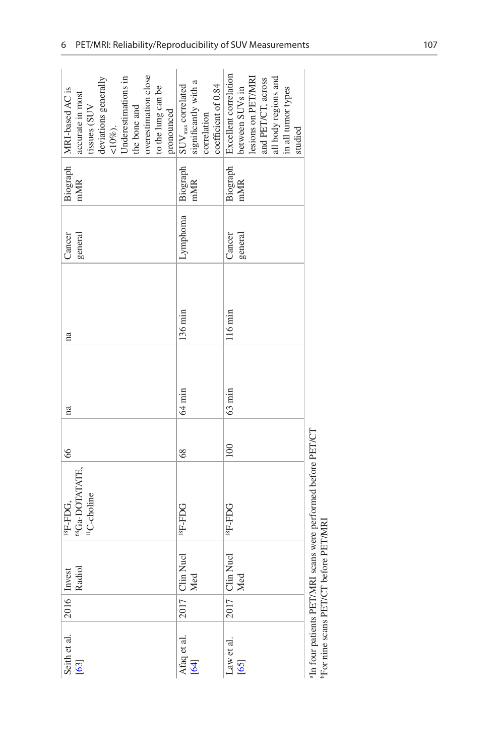| | | | | | | | | | |
|---|---|---|---|---|---|---|---|---|---|
| Seith et al. [63] | 2016 | Invest Radiol | [18]F-FDG, [68]Ga-DOTATATE, [11]C-choline | 66 | na | na | Cancer general | Biograph mMR | MRI-based AC is accurate in most tissues (SUV deviations generally <10%). Underestimations in the bone and overestimation close to the lung can be pronounced |
| Afaq et al. [64] | 2017 | Clin Nucl Med | [18]F-FDG | 68 | 64 min | 136 min | Lymphoma | Biograph mMR | $SUV_{max}$ correlated significantly with a correlation coefficient of 0.84 |
| Law et al. [65] | 2017 | Clin Nucl Med | [18]F-FDG | 100 | 63 min | 116 min | Cancer general | Biograph mMR | Excellent correlation between SUVs in lesions on PET/MRI and PET/CT, across all body regions and in all tumor types studied |

[a]In four patients PET/MRI scans were performed before PET/CT
[b]For nine scans PET/CT before PET/MRI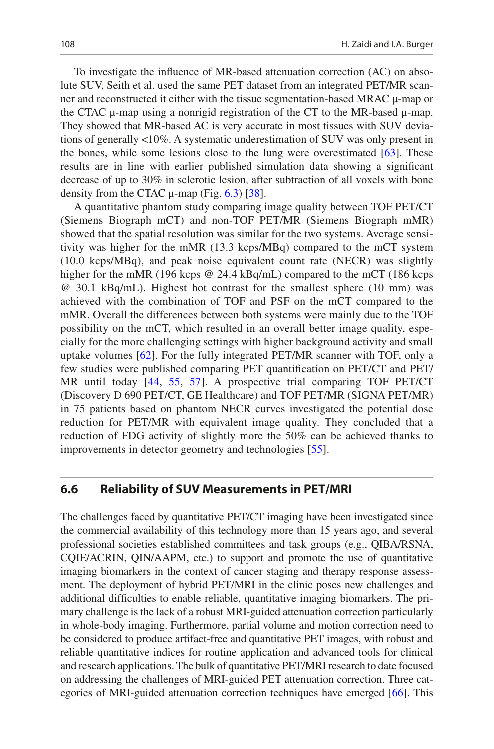To investigate the influence of MR-based attenuation correction (AC) on absolute SUV, Seith et al. used the same PET dataset from an integrated PET/MR scanner and reconstructed it either with the tissue segmentation-based MRAC μ-map or the CTAC μ-map using a nonrigid registration of the CT to the MR-based μ-map. They showed that MR-based AC is very accurate in most tissues with SUV deviations of generally <10%. A systematic underestimation of SUV was only present in the bones, while some lesions close to the lung were overestimated [63]. These results are in line with earlier published simulation data showing a significant decrease of up to 30% in sclerotic lesion, after subtraction of all voxels with bone density from the CTAC μ-map (Fig. 6.3) [38].

A quantitative phantom study comparing image quality between TOF PET/CT (Siemens Biograph mCT) and non-TOF PET/MR (Siemens Biograph mMR) showed that the spatial resolution was similar for the two systems. Average sensitivity was higher for the mMR (13.3 kcps/MBq) compared to the mCT system (10.0 kcps/MBq), and peak noise equivalent count rate (NECR) was slightly higher for the mMR (196 kcps @ 24.4 kBq/mL) compared to the mCT (186 kcps @ 30.1 kBq/mL). Highest hot contrast for the smallest sphere (10 mm) was achieved with the combination of TOF and PSF on the mCT compared to the mMR. Overall the differences between both systems were mainly due to the TOF possibility on the mCT, which resulted in an overall better image quality, especially for the more challenging settings with higher background activity and small uptake volumes [62]. For the fully integrated PET/MR scanner with TOF, only a few studies were published comparing PET quantification on PET/CT and PET/MR until today [44, 55, 57]. A prospective trial comparing TOF PET/CT (Discovery D 690 PET/CT, GE Healthcare) and TOF PET/MR (SIGNA PET/MR) in 75 patients based on phantom NECR curves investigated the potential dose reduction for PET/MR with equivalent image quality. They concluded that a reduction of FDG activity of slightly more the 50% can be achieved thanks to improvements in detector geometry and technologies [55].

## 6.6 Reliability of SUV Measurements in PET/MRI

The challenges faced by quantitative PET/CT imaging have been investigated since the commercial availability of this technology more than 15 years ago, and several professional societies established committees and task groups (e.g., QIBA/RSNA, CQIE/ACRIN, QIN/AAPM, etc.) to support and promote the use of quantitative imaging biomarkers in the context of cancer staging and therapy response assessment. The deployment of hybrid PET/MRI in the clinic poses new challenges and additional difficulties to enable reliable, quantitative imaging biomarkers. The primary challenge is the lack of a robust MRI-guided attenuation correction particularly in whole-body imaging. Furthermore, partial volume and motion correction need to be considered to produce artifact-free and quantitative PET images, with robust and reliable quantitative indices for routine application and advanced tools for clinical and research applications. The bulk of quantitative PET/MRI research to date focused on addressing the challenges of MRI-guided PET attenuation correction. Three categories of MRI-guided attenuation correction techniques have emerged [66]. This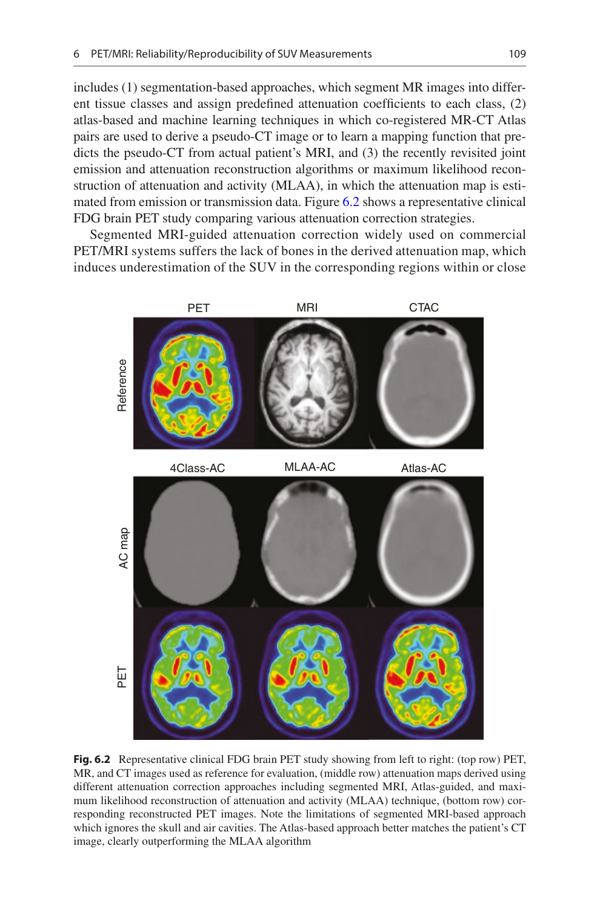includes (1) segmentation-based approaches, which segment MR images into different tissue classes and assign predefined attenuation coefficients to each class, (2) atlas-based and machine learning techniques in which co-registered MR-CT Atlas pairs are used to derive a pseudo-CT image or to learn a mapping function that predicts the pseudo-CT from actual patient's MRI, and (3) the recently revisited joint emission and attenuation reconstruction algorithms or maximum likelihood reconstruction of attenuation and activity (MLAA), in which the attenuation map is estimated from emission or transmission data. Figure 6.2 shows a representative clinical FDG brain PET study comparing various attenuation correction strategies.

Segmented MRI-guided attenuation correction widely used on commercial PET/MRI systems suffers the lack of bones in the derived attenuation map, which induces underestimation of the SUV in the corresponding regions within or close

**Fig. 6.2** Representative clinical FDG brain PET study showing from left to right: (top row) PET, MR, and CT images used as reference for evaluation, (middle row) attenuation maps derived using different attenuation correction approaches including segmented MRI, Atlas-guided, and maximum likelihood reconstruction of attenuation and activity (MLAA) technique, (bottom row) corresponding reconstructed PET images. Note the limitations of segmented MRI-based approach which ignores the skull and air cavities. The Atlas-based approach better matches the patient's CT image, clearly outperforming the MLAA algorithm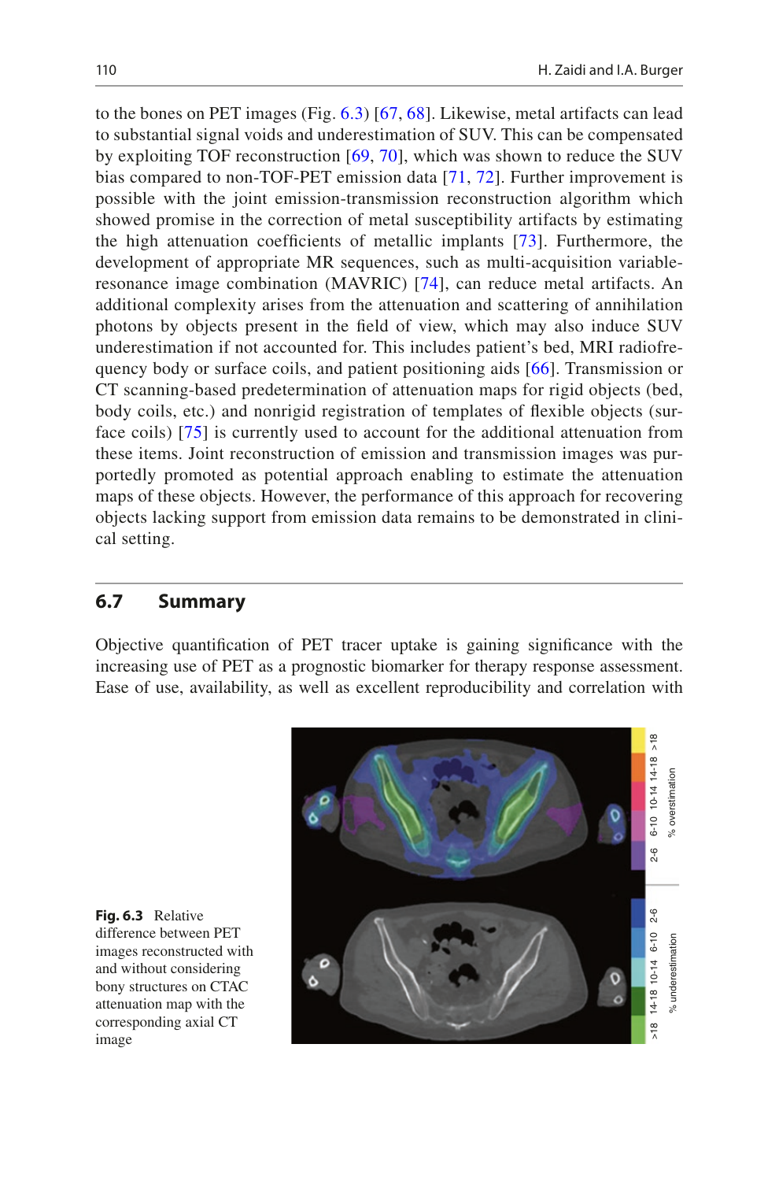to the bones on PET images (Fig. 6.3) [67, 68]. Likewise, metal artifacts can lead to substantial signal voids and underestimation of SUV. This can be compensated by exploiting TOF reconstruction [69, 70], which was shown to reduce the SUV bias compared to non-TOF-PET emission data [71, 72]. Further improvement is possible with the joint emission-transmission reconstruction algorithm which showed promise in the correction of metal susceptibility artifacts by estimating the high attenuation coefficients of metallic implants [73]. Furthermore, the development of appropriate MR sequences, such as multi-acquisition variable-resonance image combination (MAVRIC) [74], can reduce metal artifacts. An additional complexity arises from the attenuation and scattering of annihilation photons by objects present in the field of view, which may also induce SUV underestimation if not accounted for. This includes patient's bed, MRI radiofrequency body or surface coils, and patient positioning aids [66]. Transmission or CT scanning-based predetermination of attenuation maps for rigid objects (bed, body coils, etc.) and nonrigid registration of templates of flexible objects (surface coils) [75] is currently used to account for the additional attenuation from these items. Joint reconstruction of emission and transmission images was purportedly promoted as potential approach enabling to estimate the attenuation maps of these objects. However, the performance of this approach for recovering objects lacking support from emission data remains to be demonstrated in clinical setting.

## 6.7 Summary

Objective quantification of PET tracer uptake is gaining significance with the increasing use of PET as a prognostic biomarker for therapy response assessment. Ease of use, availability, as well as excellent reproducibility and correlation with

**Fig. 6.3** Relative difference between PET images reconstructed with and without considering bony structures on CTAC attenuation map with the corresponding axial CT image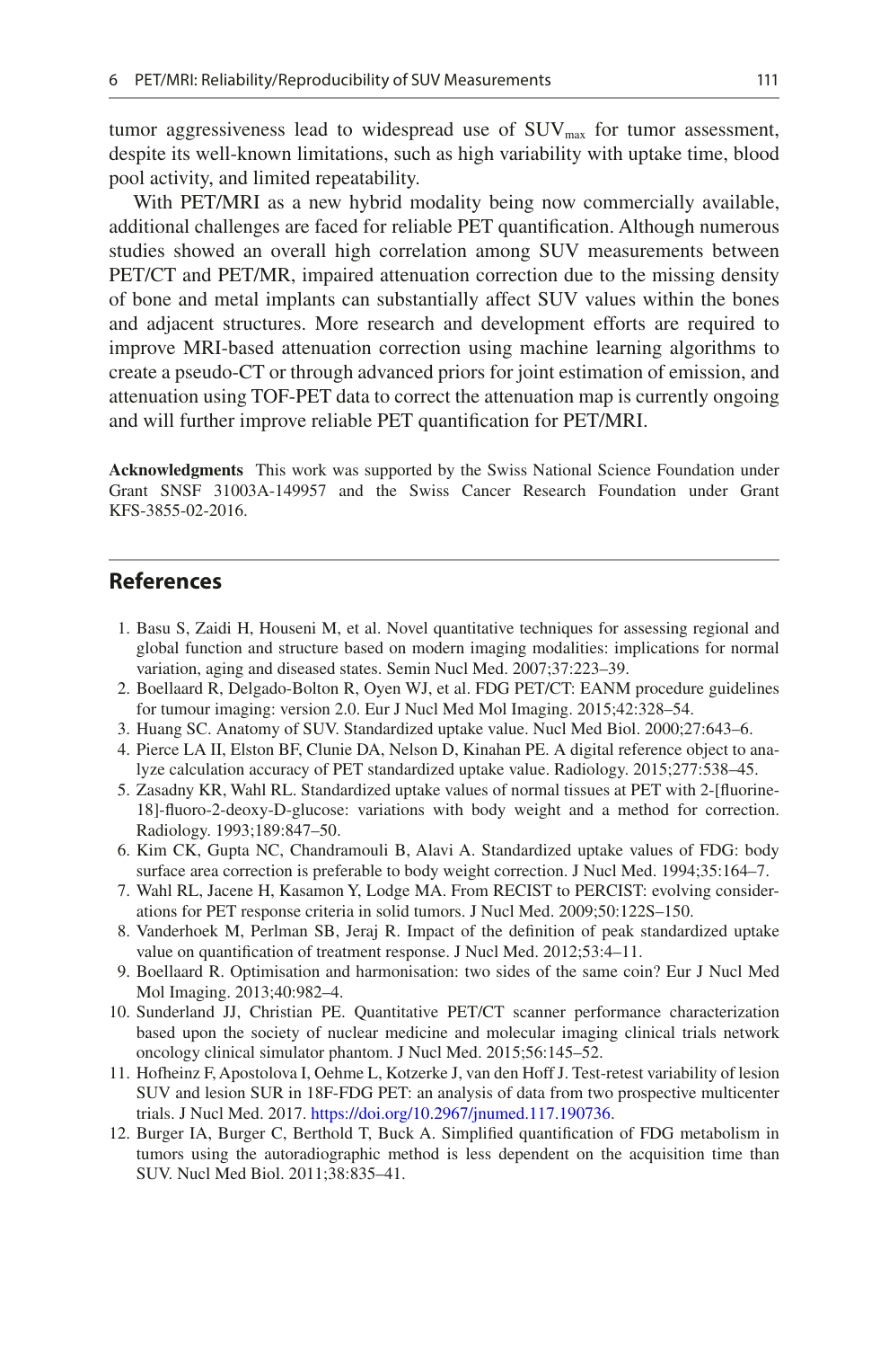tumor aggressiveness lead to widespread use of $SUV_{max}$ for tumor assessment, despite its well-known limitations, such as high variability with uptake time, blood pool activity, and limited repeatability.

With PET/MRI as a new hybrid modality being now commercially available, additional challenges are faced for reliable PET quantification. Although numerous studies showed an overall high correlation among SUV measurements between PET/CT and PET/MR, impaired attenuation correction due to the missing density of bone and metal implants can substantially affect SUV values within the bones and adjacent structures. More research and development efforts are required to improve MRI-based attenuation correction using machine learning algorithms to create a pseudo-CT or through advanced priors for joint estimation of emission, and attenuation using TOF-PET data to correct the attenuation map is currently ongoing and will further improve reliable PET quantification for PET/MRI.

**Acknowledgments** This work was supported by the Swiss National Science Foundation under Grant SNSF 31003A-149957 and the Swiss Cancer Research Foundation under Grant KFS-3855-02-2016.

## References

1. Basu S, Zaidi H, Houseni M, et al. Novel quantitative techniques for assessing regional and global function and structure based on modern imaging modalities: implications for normal variation, aging and diseased states. Semin Nucl Med. 2007;37:223–39.
2. Boellaard R, Delgado-Bolton R, Oyen WJ, et al. FDG PET/CT: EANM procedure guidelines for tumour imaging: version 2.0. Eur J Nucl Med Mol Imaging. 2015;42:328–54.
3. Huang SC. Anatomy of SUV. Standardized uptake value. Nucl Med Biol. 2000;27:643–6.
4. Pierce LA II, Elston BF, Clunie DA, Nelson D, Kinahan PE. A digital reference object to analyze calculation accuracy of PET standardized uptake value. Radiology. 2015;277:538–45.
5. Zasadny KR, Wahl RL. Standardized uptake values of normal tissues at PET with 2-[fluorine-18]-fluoro-2-deoxy-D-glucose: variations with body weight and a method for correction. Radiology. 1993;189:847–50.
6. Kim CK, Gupta NC, Chandramouli B, Alavi A. Standardized uptake values of FDG: body surface area correction is preferable to body weight correction. J Nucl Med. 1994;35:164–7.
7. Wahl RL, Jacene H, Kasamon Y, Lodge MA. From RECIST to PERCIST: evolving considerations for PET response criteria in solid tumors. J Nucl Med. 2009;50:122S–150.
8. Vanderhoek M, Perlman SB, Jeraj R. Impact of the definition of peak standardized uptake value on quantification of treatment response. J Nucl Med. 2012;53:4–11.
9. Boellaard R. Optimisation and harmonisation: two sides of the same coin? Eur J Nucl Med Mol Imaging. 2013;40:982–4.
10. Sunderland JJ, Christian PE. Quantitative PET/CT scanner performance characterization based upon the society of nuclear medicine and molecular imaging clinical trials network oncology clinical simulator phantom. J Nucl Med. 2015;56:145–52.
11. Hofheinz F, Apostolova I, Oehme L, Kotzerke J, van den Hoff J. Test-retest variability of lesion SUV and lesion SUR in 18F-FDG PET: an analysis of data from two prospective multicenter trials. J Nucl Med. 2017. https://doi.org/10.2967/jnumed.117.190736.
12. Burger IA, Burger C, Berthold T, Buck A. Simplified quantification of FDG metabolism in tumors using the autoradiographic method is less dependent on the acquisition time than SUV. Nucl Med Biol. 2011;38:835–41.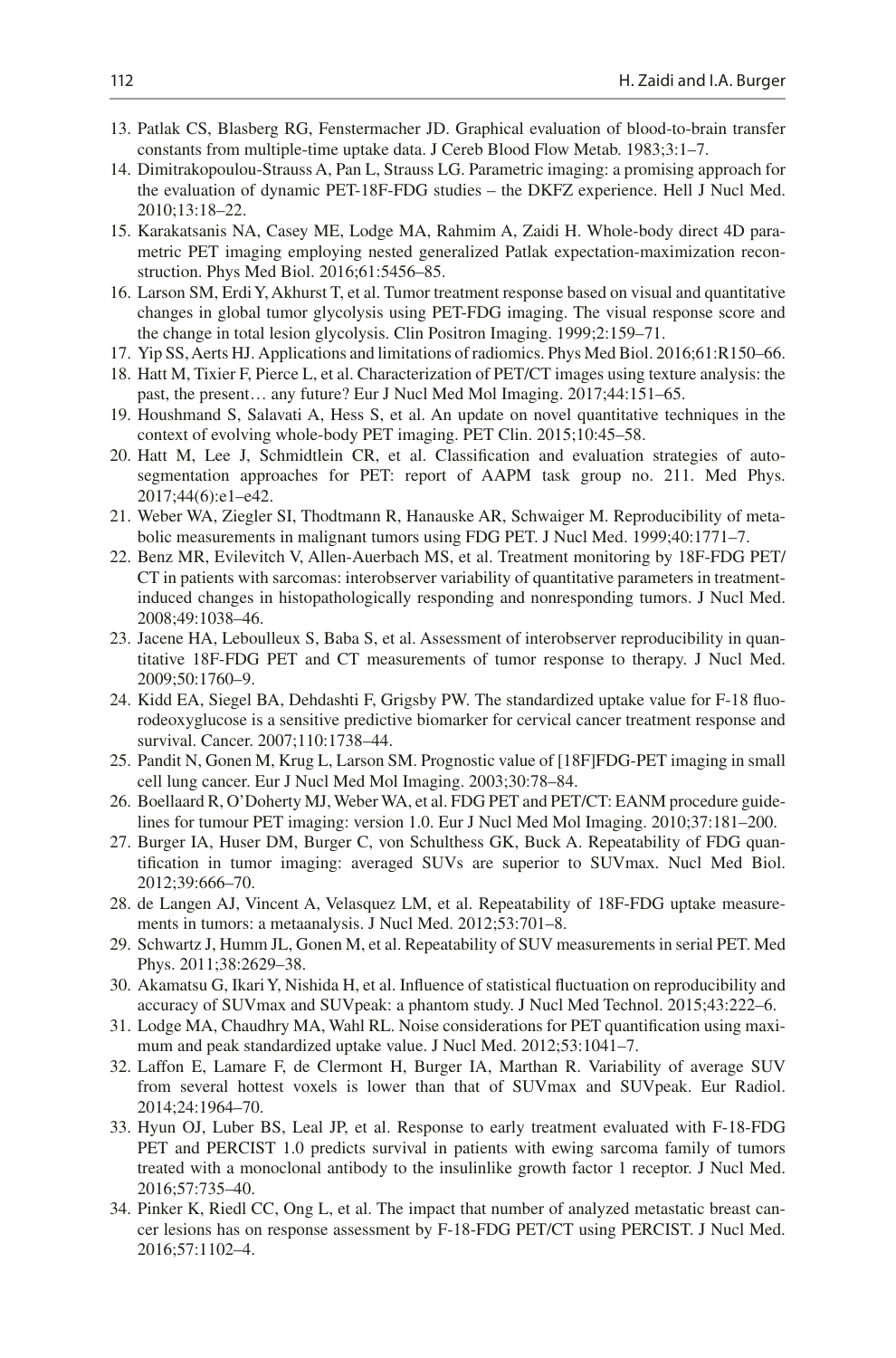13. Patlak CS, Blasberg RG, Fenstermacher JD. Graphical evaluation of blood-to-brain transfer constants from multiple-time uptake data. J Cereb Blood Flow Metab. 1983;3:1–7.
14. Dimitrakopoulou-Strauss A, Pan L, Strauss LG. Parametric imaging: a promising approach for the evaluation of dynamic PET-18F-FDG studies – the DKFZ experience. Hell J Nucl Med. 2010;13:18–22.
15. Karakatsanis NA, Casey ME, Lodge MA, Rahmim A, Zaidi H. Whole-body direct 4D parametric PET imaging employing nested generalized Patlak expectation-maximization reconstruction. Phys Med Biol. 2016;61:5456–85.
16. Larson SM, Erdi Y, Akhurst T, et al. Tumor treatment response based on visual and quantitative changes in global tumor glycolysis using PET-FDG imaging. The visual response score and the change in total lesion glycolysis. Clin Positron Imaging. 1999;2:159–71.
17. Yip SS, Aerts HJ. Applications and limitations of radiomics. Phys Med Biol. 2016;61:R150–66.
18. Hatt M, Tixier F, Pierce L, et al. Characterization of PET/CT images using texture analysis: the past, the present… any future? Eur J Nucl Med Mol Imaging. 2017;44:151–65.
19. Houshmand S, Salavati A, Hess S, et al. An update on novel quantitative techniques in the context of evolving whole-body PET imaging. PET Clin. 2015;10:45–58.
20. Hatt M, Lee J, Schmidtlein CR, et al. Classification and evaluation strategies of auto-segmentation approaches for PET: report of AAPM task group no. 211. Med Phys. 2017;44(6):e1–e42.
21. Weber WA, Ziegler SI, Thodtmann R, Hanauske AR, Schwaiger M. Reproducibility of metabolic measurements in malignant tumors using FDG PET. J Nucl Med. 1999;40:1771–7.
22. Benz MR, Evilevitch V, Allen-Auerbach MS, et al. Treatment monitoring by 18F-FDG PET/CT in patients with sarcomas: interobserver variability of quantitative parameters in treatment-induced changes in histopathologically responding and nonresponding tumors. J Nucl Med. 2008;49:1038–46.
23. Jacene HA, Leboulleux S, Baba S, et al. Assessment of interobserver reproducibility in quantitative 18F-FDG PET and CT measurements of tumor response to therapy. J Nucl Med. 2009;50:1760–9.
24. Kidd EA, Siegel BA, Dehdashti F, Grigsby PW. The standardized uptake value for F-18 fluorodeoxyglucose is a sensitive predictive biomarker for cervical cancer treatment response and survival. Cancer. 2007;110:1738–44.
25. Pandit N, Gonen M, Krug L, Larson SM. Prognostic value of [18F]FDG-PET imaging in small cell lung cancer. Eur J Nucl Med Mol Imaging. 2003;30:78–84.
26. Boellaard R, O'Doherty MJ, Weber WA, et al. FDG PET and PET/CT: EANM procedure guidelines for tumour PET imaging: version 1.0. Eur J Nucl Med Mol Imaging. 2010;37:181–200.
27. Burger IA, Huser DM, Burger C, von Schulthess GK, Buck A. Repeatability of FDG quantification in tumor imaging: averaged SUVs are superior to SUVmax. Nucl Med Biol. 2012;39:666–70.
28. de Langen AJ, Vincent A, Velasquez LM, et al. Repeatability of 18F-FDG uptake measurements in tumors: a metaanalysis. J Nucl Med. 2012;53:701–8.
29. Schwartz J, Humm JL, Gonen M, et al. Repeatability of SUV measurements in serial PET. Med Phys. 2011;38:2629–38.
30. Akamatsu G, Ikari Y, Nishida H, et al. Influence of statistical fluctuation on reproducibility and accuracy of SUVmax and SUVpeak: a phantom study. J Nucl Med Technol. 2015;43:222–6.
31. Lodge MA, Chaudhry MA, Wahl RL. Noise considerations for PET quantification using maximum and peak standardized uptake value. J Nucl Med. 2012;53:1041–7.
32. Laffon E, Lamare F, de Clermont H, Burger IA, Marthan R. Variability of average SUV from several hottest voxels is lower than that of SUVmax and SUVpeak. Eur Radiol. 2014;24:1964–70.
33. Hyun OJ, Luber BS, Leal JP, et al. Response to early treatment evaluated with F-18-FDG PET and PERCIST 1.0 predicts survival in patients with ewing sarcoma family of tumors treated with a monoclonal antibody to the insulinlike growth factor 1 receptor. J Nucl Med. 2016;57:735–40.
34. Pinker K, Riedl CC, Ong L, et al. The impact that number of analyzed metastatic breast cancer lesions has on response assessment by F-18-FDG PET/CT using PERCIST. J Nucl Med. 2016;57:1102–4.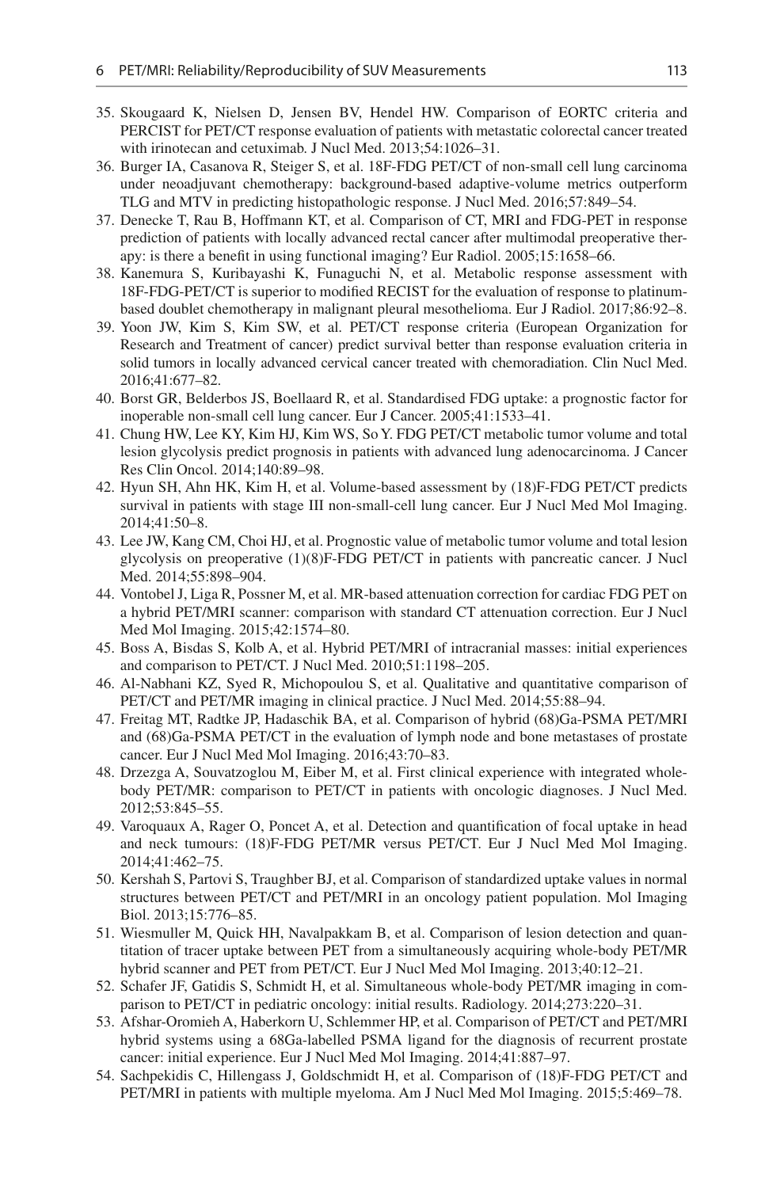35. Skougaard K, Nielsen D, Jensen BV, Hendel HW. Comparison of EORTC criteria and PERCIST for PET/CT response evaluation of patients with metastatic colorectal cancer treated with irinotecan and cetuximab. J Nucl Med. 2013;54:1026–31.
36. Burger IA, Casanova R, Steiger S, et al. 18F-FDG PET/CT of non-small cell lung carcinoma under neoadjuvant chemotherapy: background-based adaptive-volume metrics outperform TLG and MTV in predicting histopathologic response. J Nucl Med. 2016;57:849–54.
37. Denecke T, Rau B, Hoffmann KT, et al. Comparison of CT, MRI and FDG-PET in response prediction of patients with locally advanced rectal cancer after multimodal preoperative therapy: is there a benefit in using functional imaging? Eur Radiol. 2005;15:1658–66.
38. Kanemura S, Kuribayashi K, Funaguchi N, et al. Metabolic response assessment with 18F-FDG-PET/CT is superior to modified RECIST for the evaluation of response to platinum-based doublet chemotherapy in malignant pleural mesothelioma. Eur J Radiol. 2017;86:92–8.
39. Yoon JW, Kim S, Kim SW, et al. PET/CT response criteria (European Organization for Research and Treatment of cancer) predict survival better than response evaluation criteria in solid tumors in locally advanced cervical cancer treated with chemoradiation. Clin Nucl Med. 2016;41:677–82.
40. Borst GR, Belderbos JS, Boellaard R, et al. Standardised FDG uptake: a prognostic factor for inoperable non-small cell lung cancer. Eur J Cancer. 2005;41:1533–41.
41. Chung HW, Lee KY, Kim HJ, Kim WS, So Y. FDG PET/CT metabolic tumor volume and total lesion glycolysis predict prognosis in patients with advanced lung adenocarcinoma. J Cancer Res Clin Oncol. 2014;140:89–98.
42. Hyun SH, Ahn HK, Kim H, et al. Volume-based assessment by (18)F-FDG PET/CT predicts survival in patients with stage III non-small-cell lung cancer. Eur J Nucl Med Mol Imaging. 2014;41:50–8.
43. Lee JW, Kang CM, Choi HJ, et al. Prognostic value of metabolic tumor volume and total lesion glycolysis on preoperative (1)(8)F-FDG PET/CT in patients with pancreatic cancer. J Nucl Med. 2014;55:898–904.
44. Vontobel J, Liga R, Possner M, et al. MR-based attenuation correction for cardiac FDG PET on a hybrid PET/MRI scanner: comparison with standard CT attenuation correction. Eur J Nucl Med Mol Imaging. 2015;42:1574–80.
45. Boss A, Bisdas S, Kolb A, et al. Hybrid PET/MRI of intracranial masses: initial experiences and comparison to PET/CT. J Nucl Med. 2010;51:1198–205.
46. Al-Nabhani KZ, Syed R, Michopoulou S, et al. Qualitative and quantitative comparison of PET/CT and PET/MR imaging in clinical practice. J Nucl Med. 2014;55:88–94.
47. Freitag MT, Radtke JP, Hadaschik BA, et al. Comparison of hybrid (68)Ga-PSMA PET/MRI and (68)Ga-PSMA PET/CT in the evaluation of lymph node and bone metastases of prostate cancer. Eur J Nucl Med Mol Imaging. 2016;43:70–83.
48. Drzezga A, Souvatzoglou M, Eiber M, et al. First clinical experience with integrated whole-body PET/MR: comparison to PET/CT in patients with oncologic diagnoses. J Nucl Med. 2012;53:845–55.
49. Varoquaux A, Rager O, Poncet A, et al. Detection and quantification of focal uptake in head and neck tumours: (18)F-FDG PET/MR versus PET/CT. Eur J Nucl Med Mol Imaging. 2014;41:462–75.
50. Kershah S, Partovi S, Traughber BJ, et al. Comparison of standardized uptake values in normal structures between PET/CT and PET/MRI in an oncology patient population. Mol Imaging Biol. 2013;15:776–85.
51. Wiesmuller M, Quick HH, Navalpakkam B, et al. Comparison of lesion detection and quantitation of tracer uptake between PET from a simultaneously acquiring whole-body PET/MR hybrid scanner and PET from PET/CT. Eur J Nucl Med Mol Imaging. 2013;40:12–21.
52. Schafer JF, Gatidis S, Schmidt H, et al. Simultaneous whole-body PET/MR imaging in comparison to PET/CT in pediatric oncology: initial results. Radiology. 2014;273:220–31.
53. Afshar-Oromieh A, Haberkorn U, Schlemmer HP, et al. Comparison of PET/CT and PET/MRI hybrid systems using a 68Ga-labelled PSMA ligand for the diagnosis of recurrent prostate cancer: initial experience. Eur J Nucl Med Mol Imaging. 2014;41:887–97.
54. Sachpekidis C, Hillengass J, Goldschmidt H, et al. Comparison of (18)F-FDG PET/CT and PET/MRI in patients with multiple myeloma. Am J Nucl Med Mol Imaging. 2015;5:469–78.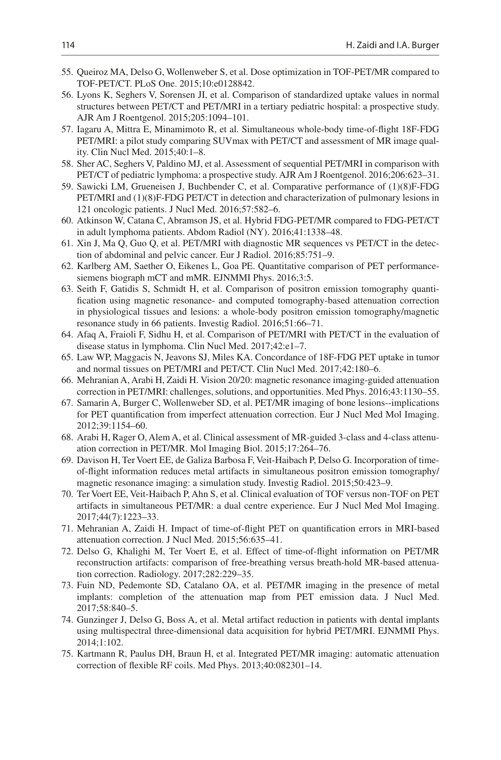55. Queiroz MA, Delso G, Wollenweber S, et al. Dose optimization in TOF-PET/MR compared to TOF-PET/CT. PLoS One. 2015;10:e0128842.
56. Lyons K, Seghers V, Sorensen JI, et al. Comparison of standardized uptake values in normal structures between PET/CT and PET/MRI in a tertiary pediatric hospital: a prospective study. AJR Am J Roentgenol. 2015;205:1094–101.
57. Iagaru A, Mittra E, Minamimoto R, et al. Simultaneous whole-body time-of-flight 18F-FDG PET/MRI: a pilot study comparing SUVmax with PET/CT and assessment of MR image quality. Clin Nucl Med. 2015;40:1–8.
58. Sher AC, Seghers V, Paldino MJ, et al. Assessment of sequential PET/MRI in comparison with PET/CT of pediatric lymphoma: a prospective study. AJR Am J Roentgenol. 2016;206:623–31.
59. Sawicki LM, Grueneisen J, Buchbender C, et al. Comparative performance of (1)(8)F-FDG PET/MRI and (1)(8)F-FDG PET/CT in detection and characterization of pulmonary lesions in 121 oncologic patients. J Nucl Med. 2016;57:582–6.
60. Atkinson W, Catana C, Abramson JS, et al. Hybrid FDG-PET/MR compared to FDG-PET/CT in adult lymphoma patients. Abdom Radiol (NY). 2016;41:1338–48.
61. Xin J, Ma Q, Guo Q, et al. PET/MRI with diagnostic MR sequences vs PET/CT in the detection of abdominal and pelvic cancer. Eur J Radiol. 2016;85:751–9.
62. Karlberg AM, Saether O, Eikenes L, Goa PE. Quantitative comparison of PET performance-siemens biograph mCT and mMR. EJNMMI Phys. 2016;3:5.
63. Seith F, Gatidis S, Schmidt H, et al. Comparison of positron emission tomography quantification using magnetic resonance- and computed tomography-based attenuation correction in physiological tissues and lesions: a whole-body positron emission tomography/magnetic resonance study in 66 patients. Investig Radiol. 2016;51:66–71.
64. Afaq A, Fraioli F, Sidhu H, et al. Comparison of PET/MRI with PET/CT in the evaluation of disease status in lymphoma. Clin Nucl Med. 2017;42:e1–7.
65. Law WP, Maggacis N, Jeavons SJ, Miles KA. Concordance of 18F-FDG PET uptake in tumor and normal tissues on PET/MRI and PET/CT. Clin Nucl Med. 2017;42:180–6.
66. Mehranian A, Arabi H, Zaidi H. Vision 20/20: magnetic resonance imaging-guided attenuation correction in PET/MRI: challenges, solutions, and opportunities. Med Phys. 2016;43:1130–55.
67. Samarin A, Burger C, Wollenweber SD, et al. PET/MR imaging of bone lesions--implications for PET quantification from imperfect attenuation correction. Eur J Nucl Med Mol Imaging. 2012;39:1154–60.
68. Arabi H, Rager O, Alem A, et al. Clinical assessment of MR-guided 3-class and 4-class attenuation correction in PET/MR. Mol Imaging Biol. 2015;17:264–76.
69. Davison H, Ter Voert EE, de Galiza Barbosa F, Veit-Haibach P, Delso G. Incorporation of time-of-flight information reduces metal artifacts in simultaneous positron emission tomography/magnetic resonance imaging: a simulation study. Investig Radiol. 2015;50:423–9.
70. Ter Voert EE, Veit-Haibach P, Ahn S, et al. Clinical evaluation of TOF versus non-TOF on PET artifacts in simultaneous PET/MR: a dual centre experience. Eur J Nucl Med Mol Imaging. 2017;44(7):1223–33.
71. Mehranian A, Zaidi H. Impact of time-of-flight PET on quantification errors in MRI-based attenuation correction. J Nucl Med. 2015;56:635–41.
72. Delso G, Khalighi M, Ter Voert E, et al. Effect of time-of-flight information on PET/MR reconstruction artifacts: comparison of free-breathing versus breath-hold MR-based attenuation correction. Radiology. 2017;282:229–35.
73. Fuin ND, Pedemonte SD, Catalano OA, et al. PET/MR imaging in the presence of metal implants: completion of the attenuation map from PET emission data. J Nucl Med. 2017;58:840–5.
74. Gunzinger J, Delso G, Boss A, et al. Metal artifact reduction in patients with dental implants using multispectral three-dimensional data acquisition for hybrid PET/MRI. EJNMMI Phys. 2014;1:102.
75. Kartmann R, Paulus DH, Braun H, et al. Integrated PET/MR imaging: automatic attenuation correction of flexible RF coils. Med Phys. 2013;40:082301–14.